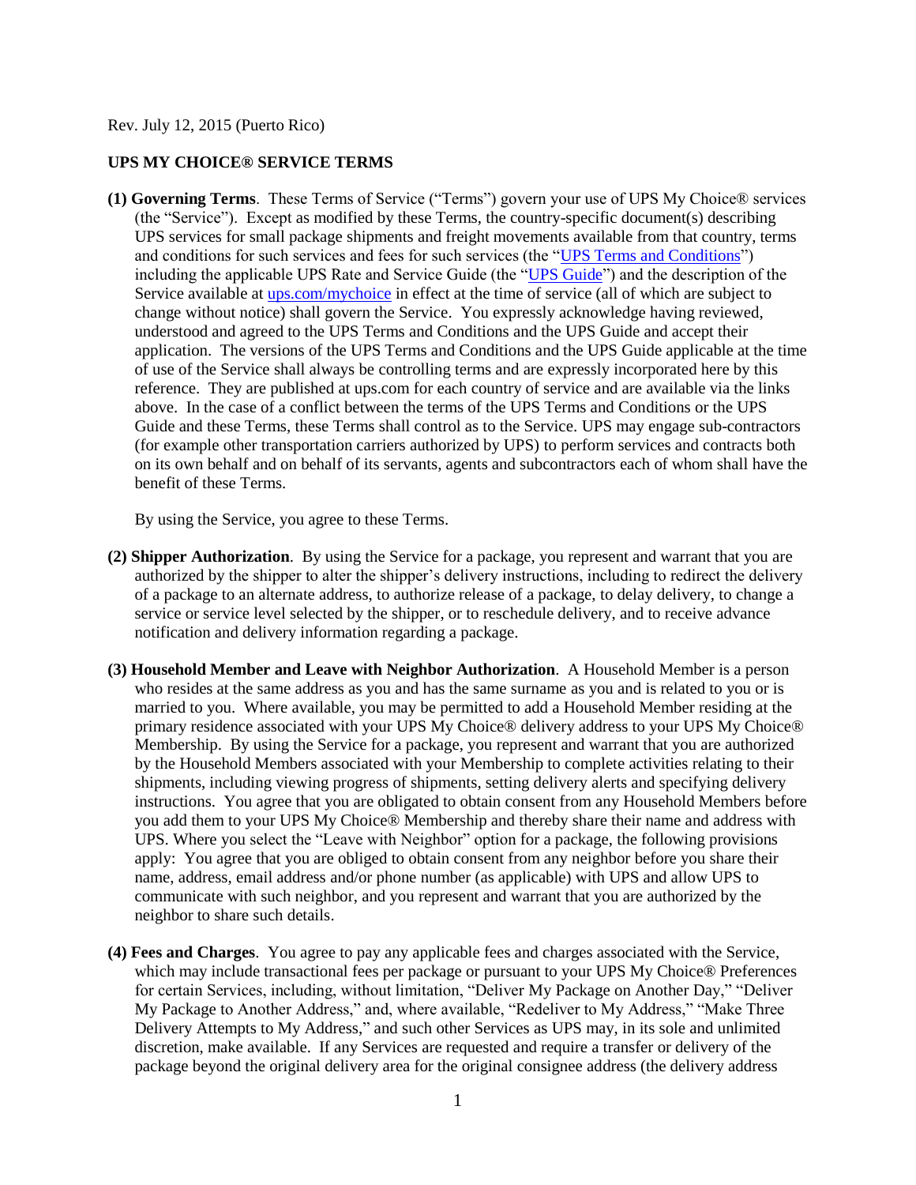Rev. July 12, 2015 (Puerto Rico)

**UPS MY CHOICE® SERVICE TERMS**

**(1) Governing Terms**. These Terms of Service ("Terms") govern your use of UPS My Choice® services (the "Service"). Except as modified by these Terms, the country-specific document(s) describing UPS services for small package shipments and freight movements available from that country, terms and conditions for such services and fees for such services (the "UPS Terms and Conditions") including the applicable UPS Rate and Service Guide (the "UPS Guide") and the description of the Service available at ups.com/mychoice in effect at the time of service (all of which are subject to change without notice) shall govern the Service. You expressly acknowledge having reviewed, understood and agreed to the UPS Terms and Conditions and the UPS Guide and accept their application. The versions of the UPS Terms and Conditions and the UPS Guide applicable at the time of use of the Service shall always be controlling terms and are expressly incorporated here by this reference. They are published at ups.com for each country of service and are available via the links above. In the case of a conflict between the terms of the UPS Terms and Conditions or the UPS Guide and these Terms, these Terms shall control as to the Service. UPS may engage sub-contractors (for example other transportation carriers authorized by UPS) to perform services and contracts both on its own behalf and on behalf of its servants, agents and subcontractors each of whom shall have the benefit of these Terms.

By using the Service, you agree to these Terms.

**(2) Shipper Authorization**. By using the Service for a package, you represent and warrant that you are authorized by the shipper to alter the shipper's delivery instructions, including to redirect the delivery of a package to an alternate address, to authorize release of a package, to delay delivery, to change a service or service level selected by the shipper, or to reschedule delivery, and to receive advance notification and delivery information regarding a package.

**(3) Household Member and Leave with Neighbor Authorization**. A Household Member is a person who resides at the same address as you and has the same surname as you and is related to you or is married to you. Where available, you may be permitted to add a Household Member residing at the primary residence associated with your UPS My Choice® delivery address to your UPS My Choice® Membership. By using the Service for a package, you represent and warrant that you are authorized by the Household Members associated with your Membership to complete activities relating to their shipments, including viewing progress of shipments, setting delivery alerts and specifying delivery instructions. You agree that you are obligated to obtain consent from any Household Members before you add them to your UPS My Choice® Membership and thereby share their name and address with UPS. Where you select the "Leave with Neighbor" option for a package, the following provisions apply: You agree that you are obliged to obtain consent from any neighbor before you share their name, address, email address and/or phone number (as applicable) with UPS and allow UPS to communicate with such neighbor, and you represent and warrant that you are authorized by the neighbor to share such details.

**(4) Fees and Charges**. You agree to pay any applicable fees and charges associated with the Service, which may include transactional fees per package or pursuant to your UPS My Choice® Preferences for certain Services, including, without limitation, "Deliver My Package on Another Day," "Deliver My Package to Another Address," and, where available, "Redeliver to My Address," "Make Three Delivery Attempts to My Address," and such other Services as UPS may, in its sole and unlimited discretion, make available. If any Services are requested and require a transfer or delivery of the package beyond the original delivery area for the original consignee address (the delivery address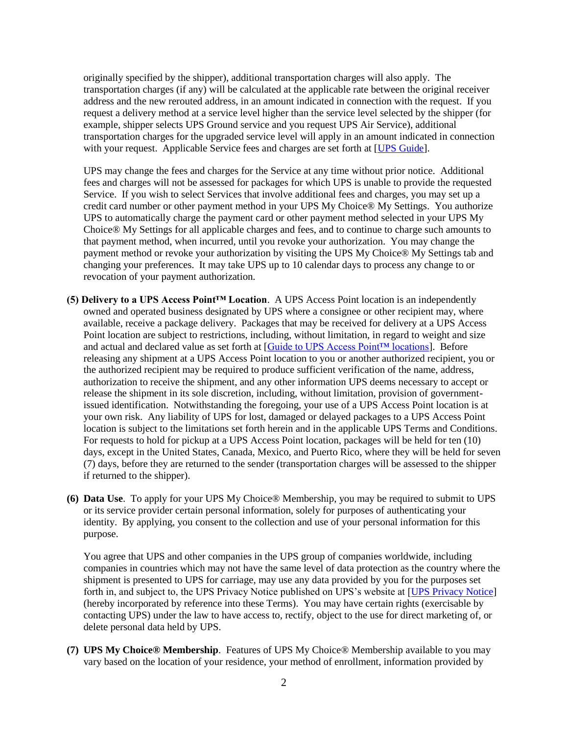originally specified by the shipper), additional transportation charges will also apply. The transportation charges (if any) will be calculated at the applicable rate between the original receiver address and the new rerouted address, in an amount indicated in connection with the request. If you request a delivery method at a service level higher than the service level selected by the shipper (for example, shipper selects UPS Ground service and you request UPS Air Service), additional transportation charges for the upgraded service level will apply in an amount indicated in connection with your request. Applicable Service fees and charges are set forth at [UPS Guide].

UPS may change the fees and charges for the Service at any time without prior notice. Additional fees and charges will not be assessed for packages for which UPS is unable to provide the requested Service. If you wish to select Services that involve additional fees and charges, you may set up a credit card number or other payment method in your UPS My Choice® My Settings. You authorize UPS to automatically charge the payment card or other payment method selected in your UPS My Choice® My Settings for all applicable charges and fees, and to continue to charge such amounts to that payment method, when incurred, until you revoke your authorization. You may change the payment method or revoke your authorization by visiting the UPS My Choice® My Settings tab and changing your preferences. It may take UPS up to 10 calendar days to process any change to or revocation of your payment authorization.

**(5) Delivery to a UPS Access Point™ Location**. A UPS Access Point location is an independently owned and operated business designated by UPS where a consignee or other recipient may, where available, receive a package delivery. Packages that may be received for delivery at a UPS Access Point location are subject to restrictions, including, without limitation, in regard to weight and size and actual and declared value as set forth at [Guide to UPS Access Point™ locations]. Before releasing any shipment at a UPS Access Point location to you or another authorized recipient, you or the authorized recipient may be required to produce sufficient verification of the name, address, authorization to receive the shipment, and any other information UPS deems necessary to accept or release the shipment in its sole discretion, including, without limitation, provision of government-issued identification. Notwithstanding the foregoing, your use of a UPS Access Point location is at your own risk. Any liability of UPS for lost, damaged or delayed packages to a UPS Access Point location is subject to the limitations set forth herein and in the applicable UPS Terms and Conditions. For requests to hold for pickup at a UPS Access Point location, packages will be held for ten (10) days, except in the United States, Canada, Mexico, and Puerto Rico, where they will be held for seven (7) days, before they are returned to the sender (transportation charges will be assessed to the shipper if returned to the shipper).

**(6) Data Use**. To apply for your UPS My Choice® Membership, you may be required to submit to UPS or its service provider certain personal information, solely for purposes of authenticating your identity. By applying, you consent to the collection and use of your personal information for this purpose.

You agree that UPS and other companies in the UPS group of companies worldwide, including companies in countries which may not have the same level of data protection as the country where the shipment is presented to UPS for carriage, may use any data provided by you for the purposes set forth in, and subject to, the UPS Privacy Notice published on UPS's website at [UPS Privacy Notice] (hereby incorporated by reference into these Terms). You may have certain rights (exercisable by contacting UPS) under the law to have access to, rectify, object to the use for direct marketing of, or delete personal data held by UPS.

**(7) UPS My Choice® Membership**. Features of UPS My Choice® Membership available to you may vary based on the location of your residence, your method of enrollment, information provided by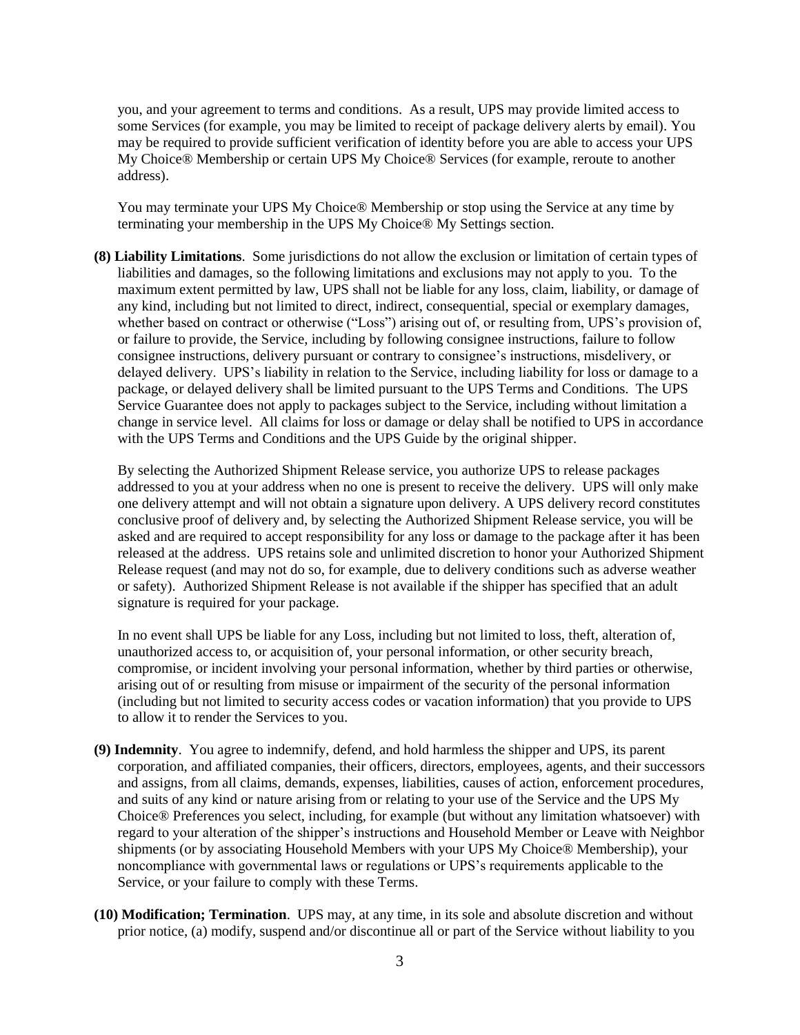you, and your agreement to terms and conditions. As a result, UPS may provide limited access to some Services (for example, you may be limited to receipt of package delivery alerts by email). You may be required to provide sufficient verification of identity before you are able to access your UPS My Choice® Membership or certain UPS My Choice® Services (for example, reroute to another address).

You may terminate your UPS My Choice® Membership or stop using the Service at any time by terminating your membership in the UPS My Choice® My Settings section.

**(8) Liability Limitations**. Some jurisdictions do not allow the exclusion or limitation of certain types of liabilities and damages, so the following limitations and exclusions may not apply to you. To the maximum extent permitted by law, UPS shall not be liable for any loss, claim, liability, or damage of any kind, including but not limited to direct, indirect, consequential, special or exemplary damages, whether based on contract or otherwise ("Loss") arising out of, or resulting from, UPS's provision of, or failure to provide, the Service, including by following consignee instructions, failure to follow consignee instructions, delivery pursuant or contrary to consignee's instructions, misdelivery, or delayed delivery. UPS's liability in relation to the Service, including liability for loss or damage to a package, or delayed delivery shall be limited pursuant to the UPS Terms and Conditions. The UPS Service Guarantee does not apply to packages subject to the Service, including without limitation a change in service level. All claims for loss or damage or delay shall be notified to UPS in accordance with the UPS Terms and Conditions and the UPS Guide by the original shipper.

By selecting the Authorized Shipment Release service, you authorize UPS to release packages addressed to you at your address when no one is present to receive the delivery. UPS will only make one delivery attempt and will not obtain a signature upon delivery. A UPS delivery record constitutes conclusive proof of delivery and, by selecting the Authorized Shipment Release service, you will be asked and are required to accept responsibility for any loss or damage to the package after it has been released at the address. UPS retains sole and unlimited discretion to honor your Authorized Shipment Release request (and may not do so, for example, due to delivery conditions such as adverse weather or safety). Authorized Shipment Release is not available if the shipper has specified that an adult signature is required for your package.

In no event shall UPS be liable for any Loss, including but not limited to loss, theft, alteration of, unauthorized access to, or acquisition of, your personal information, or other security breach, compromise, or incident involving your personal information, whether by third parties or otherwise, arising out of or resulting from misuse or impairment of the security of the personal information (including but not limited to security access codes or vacation information) that you provide to UPS to allow it to render the Services to you.

**(9) Indemnity**. You agree to indemnify, defend, and hold harmless the shipper and UPS, its parent corporation, and affiliated companies, their officers, directors, employees, agents, and their successors and assigns, from all claims, demands, expenses, liabilities, causes of action, enforcement procedures, and suits of any kind or nature arising from or relating to your use of the Service and the UPS My Choice® Preferences you select, including, for example (but without any limitation whatsoever) with regard to your alteration of the shipper's instructions and Household Member or Leave with Neighbor shipments (or by associating Household Members with your UPS My Choice® Membership), your noncompliance with governmental laws or regulations or UPS's requirements applicable to the Service, or your failure to comply with these Terms.

**(10) Modification; Termination**. UPS may, at any time, in its sole and absolute discretion and without prior notice, (a) modify, suspend and/or discontinue all or part of the Service without liability to you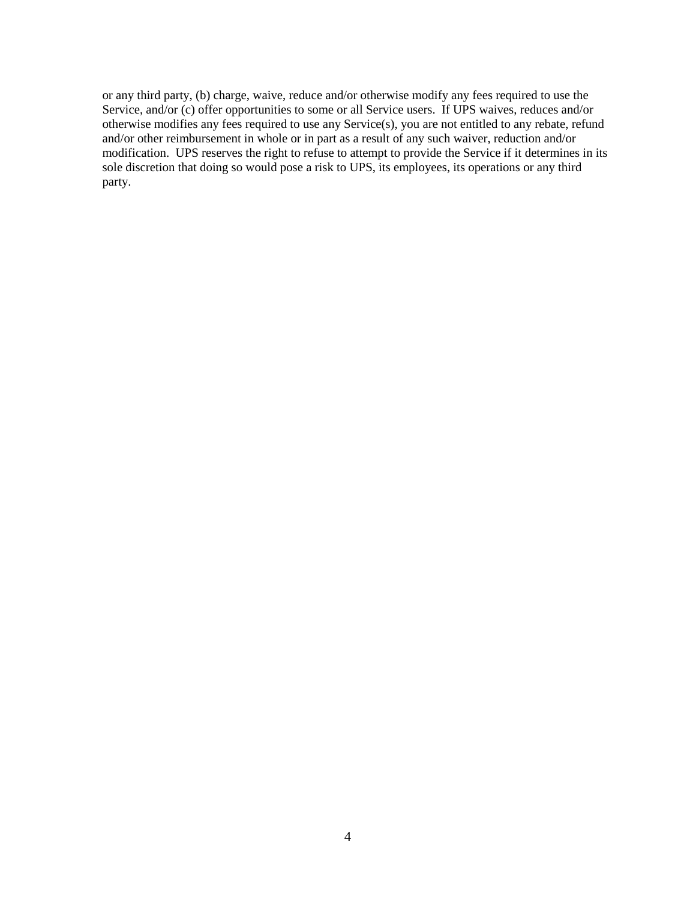or any third party, (b) charge, waive, reduce and/or otherwise modify any fees required to use the Service, and/or (c) offer opportunities to some or all Service users. If UPS waives, reduces and/or otherwise modifies any fees required to use any Service(s), you are not entitled to any rebate, refund and/or other reimbursement in whole or in part as a result of any such waiver, reduction and/or modification. UPS reserves the right to refuse to attempt to provide the Service if it determines in its sole discretion that doing so would pose a risk to UPS, its employees, its operations or any third party.